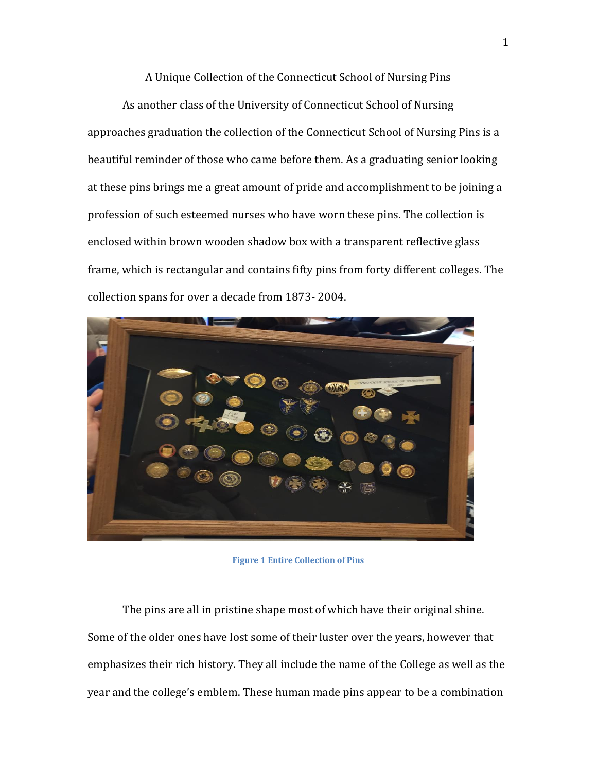A Unique Collection of the Connecticut School of Nursing Pins

As another class of the University of Connecticut School of Nursing approaches graduation the collection of the Connecticut School of Nursing Pins is a beautiful reminder of those who came before them. As a graduating senior looking at these pins brings me a great amount of pride and accomplishment to be joining a profession of such esteemed nurses who have worn these pins. The collection is enclosed within brown wooden shadow box with a transparent reflective glass frame, which is rectangular and contains fifty pins from forty different colleges. The collection spans for over a decade from 1873- 2004.

**Figure 1 Entire Collection of Pins**

The pins are all in pristine shape most of which have their original shine. Some of the older ones have lost some of their luster over the years, however that emphasizes their rich history. They all include the name of the College as well as the year and the college's emblem. These human made pins appear to be a combination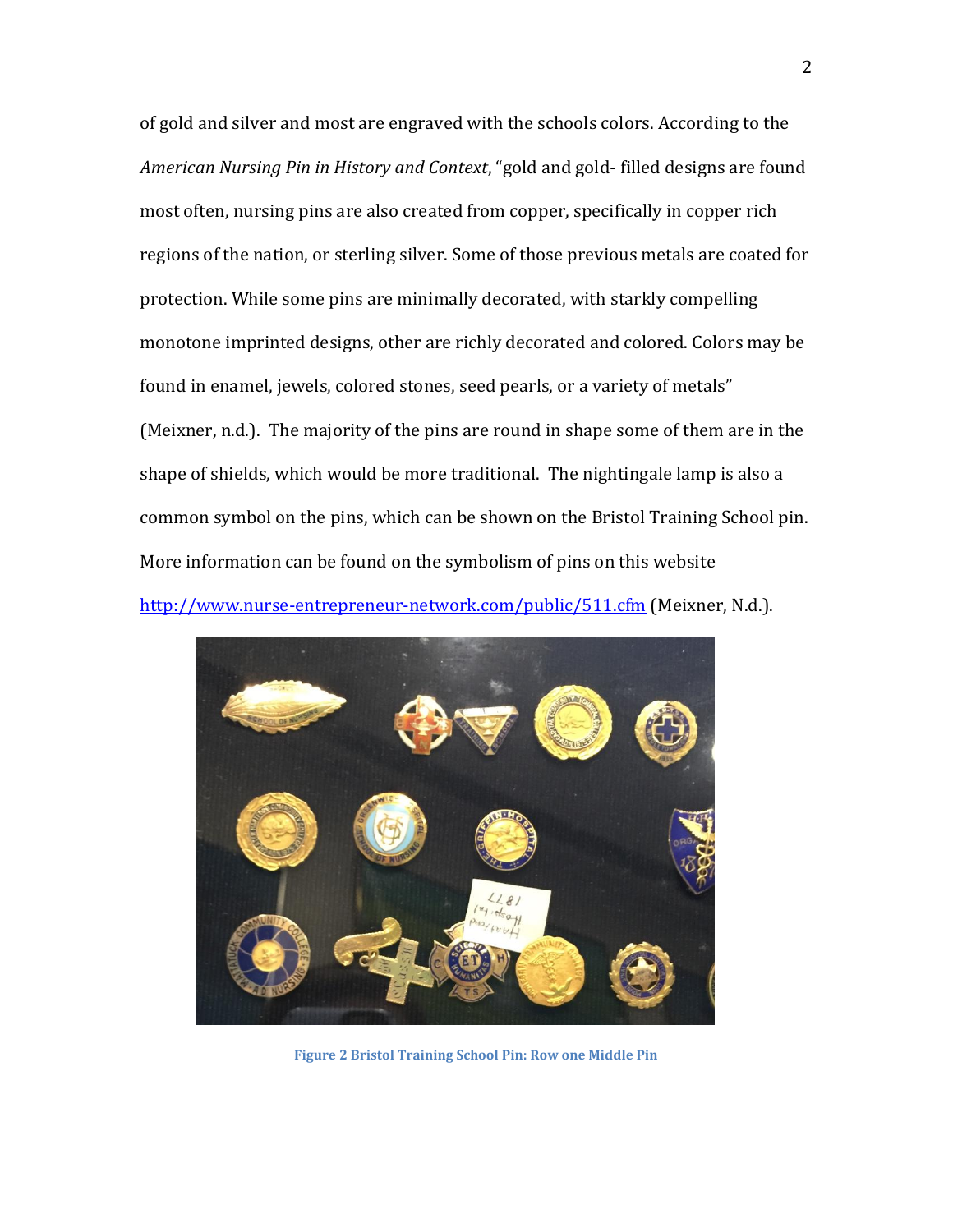of gold and silver and most are engraved with the schools colors. According to the *American Nursing Pin in History and Context*, "gold and gold- filled designs are found most often, nursing pins are also created from copper, specifically in copper rich regions of the nation, or sterling silver. Some of those previous metals are coated for protection. While some pins are minimally decorated, with starkly compelling monotone imprinted designs, other are richly decorated and colored. Colors may be found in enamel, jewels, colored stones, seed pearls, or a variety of metals" (Meixner, n.d.). The majority of the pins are round in shape some of them are in the shape of shields, which would be more traditional. The nightingale lamp is also a common symbol on the pins, which can be shown on the Bristol Training School pin. More information can be found on the symbolism of pins on this website [http://www.nurse-entrepreneur-network.com/public/511.cfm](http://www.nurse-entrepreneur-network.com/public/511.cfm) (Meixner, N.d.).

**Figure 2 Bristol Training School Pin: Row one Middle Pin**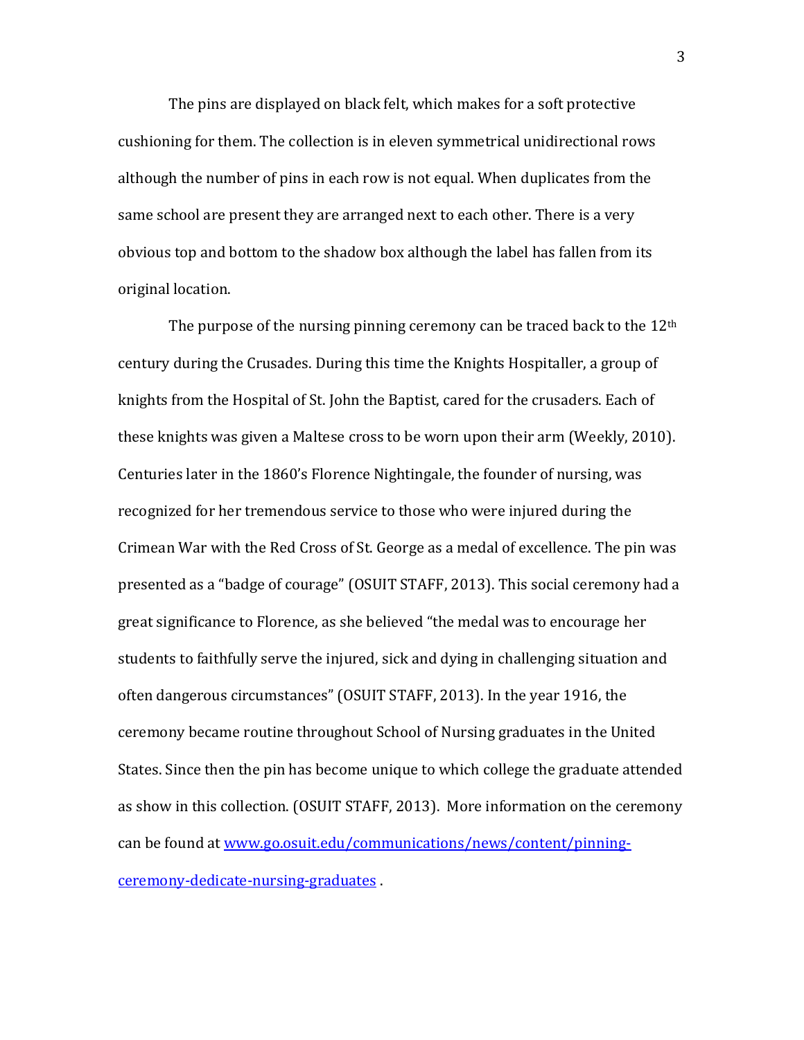The pins are displayed on black felt, which makes for a soft protective cushioning for them. The collection is in eleven symmetrical unidirectional rows although the number of pins in each row is not equal. When duplicates from the same school are present they are arranged next to each other. There is a very obvious top and bottom to the shadow box although the label has fallen from its original location.

The purpose of the nursing pinning ceremony can be traced back to the 12th century during the Crusades. During this time the Knights Hospitaller, a group of knights from the Hospital of St. John the Baptist, cared for the crusaders. Each of these knights was given a Maltese cross to be worn upon their arm (Weekly, 2010). Centuries later in the 1860's Florence Nightingale, the founder of nursing, was recognized for her tremendous service to those who were injured during the Crimean War with the Red Cross of St. George as a medal of excellence. The pin was presented as a "badge of courage" (OSUIT STAFF, 2013). This social ceremony had a great significance to Florence, as she believed "the medal was to encourage her students to faithfully serve the injured, sick and dying in challenging situation and often dangerous circumstances" (OSUIT STAFF, 2013). In the year 1916, the ceremony became routine throughout School of Nursing graduates in the United States. Since then the pin has become unique to which college the graduate attended as show in this collection. (OSUIT STAFF, 2013). More information on the ceremony can be found at [www.go.osuit.edu/communications/news/content/pinning-ceremony-dedicate-nursing-graduates](www.go.osuit.edu/communications/news/content/pinning-ceremony-dedicate-nursing-graduates) .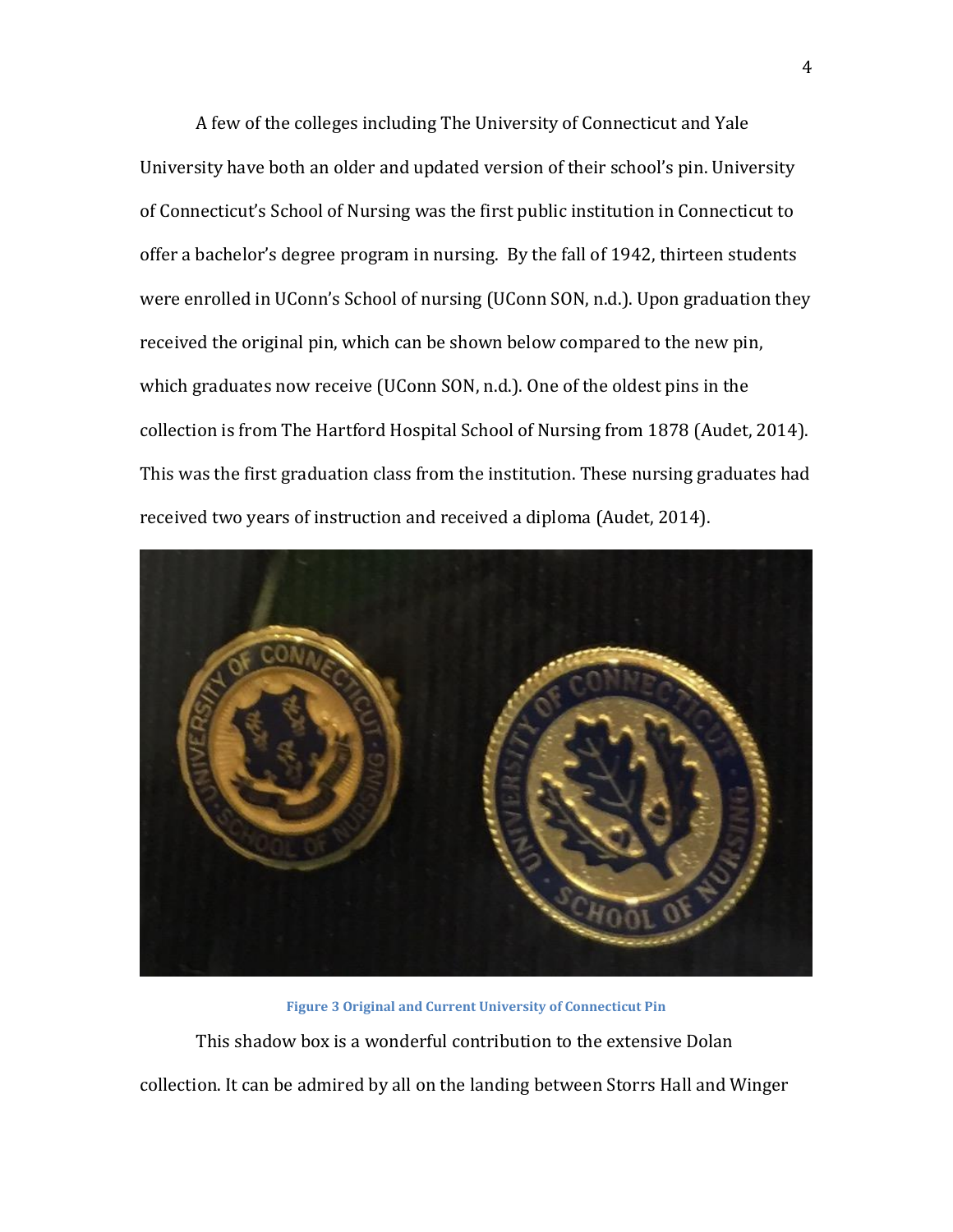A few of the colleges including The University of Connecticut and Yale University have both an older and updated version of their school's pin. University of Connecticut's School of Nursing was the first public institution in Connecticut to offer a bachelor's degree program in nursing. By the fall of 1942, thirteen students were enrolled in UConn's School of nursing (UConn SON, n.d.). Upon graduation they received the original pin, which can be shown below compared to the new pin, which graduates now receive (UConn SON, n.d.). One of the oldest pins in the collection is from The Hartford Hospital School of Nursing from 1878 (Audet, 2014). This was the first graduation class from the institution. These nursing graduates had received two years of instruction and received a diploma (Audet, 2014).

**Figure 3 Original and Current University of Connecticut Pin**

This shadow box is a wonderful contribution to the extensive Dolan collection. It can be admired by all on the landing between Storrs Hall and Winger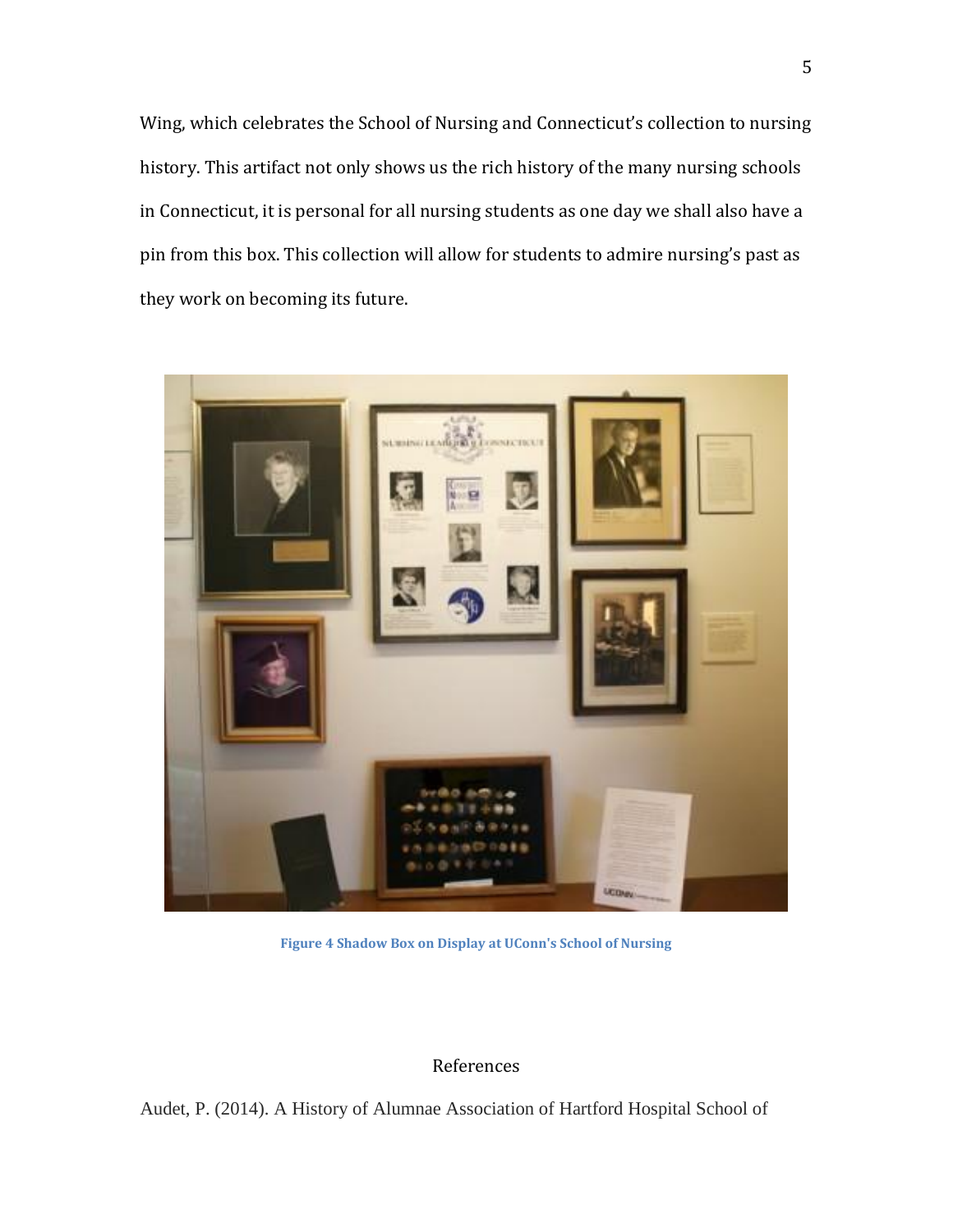Wing, which celebrates the School of Nursing and Connecticut's collection to nursing history. This artifact not only shows us the rich history of the many nursing schools in Connecticut, it is personal for all nursing students as one day we shall also have a pin from this box. This collection will allow for students to admire nursing's past as they work on becoming its future.

**Figure 4 Shadow Box on Display at UConn's School of Nursing**

## References

Audet, P. (2014). A History of Alumnae Association of Hartford Hospital School of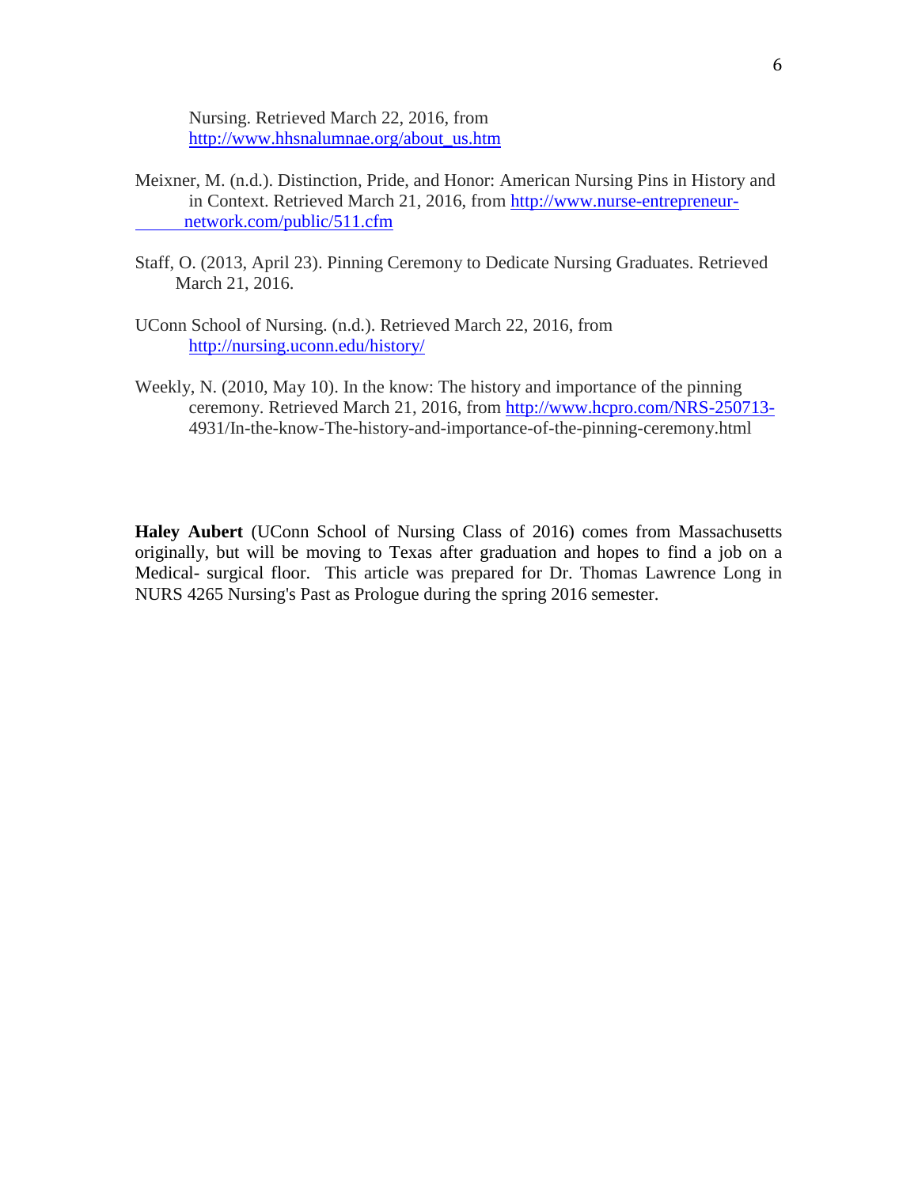Nursing. Retrieved March 22, 2016, from http://www.hhsnalumnae.org/about_us.htm

Meixner, M. (n.d.). Distinction, Pride, and Honor: American Nursing Pins in History and in Context. Retrieved March 21, 2016, from http://www.nurse-entrepreneur-network.com/public/511.cfm

Staff, O. (2013, April 23). Pinning Ceremony to Dedicate Nursing Graduates. Retrieved March 21, 2016.

UConn School of Nursing. (n.d.). Retrieved March 22, 2016, from http://nursing.uconn.edu/history/

Weekly, N. (2010, May 10). In the know: The history and importance of the pinning ceremony. Retrieved March 21, 2016, from http://www.hcpro.com/NRS-250713-4931/In-the-know-The-history-and-importance-of-the-pinning-ceremony.html

**Haley Aubert** (UConn School of Nursing Class of 2016) comes from Massachusetts originally, but will be moving to Texas after graduation and hopes to find a job on a Medical- surgical floor. This article was prepared for Dr. Thomas Lawrence Long in NURS 4265 Nursing's Past as Prologue during the spring 2016 semester.